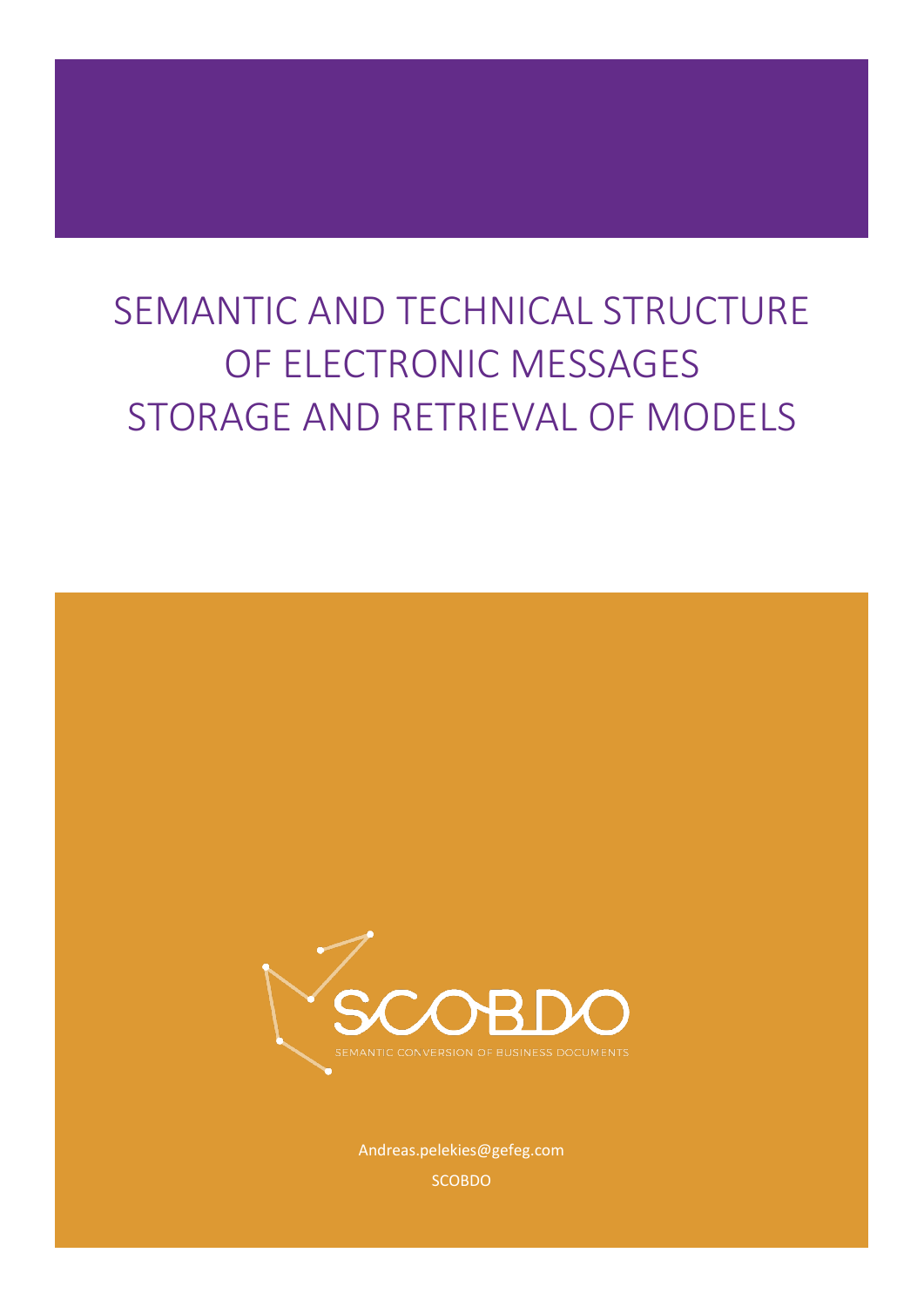# SEMANTIC AND TECHNICAL STRUCTURE OF ELECTRONIC MESSAGES STORAGE AND RETRIEVAL OF MODELS

SCOBDO

SEMANTIC CONVERSION OF BUSINESS DOCUMENTS

Andreas.pelekies@gefeg.com

SCOBDO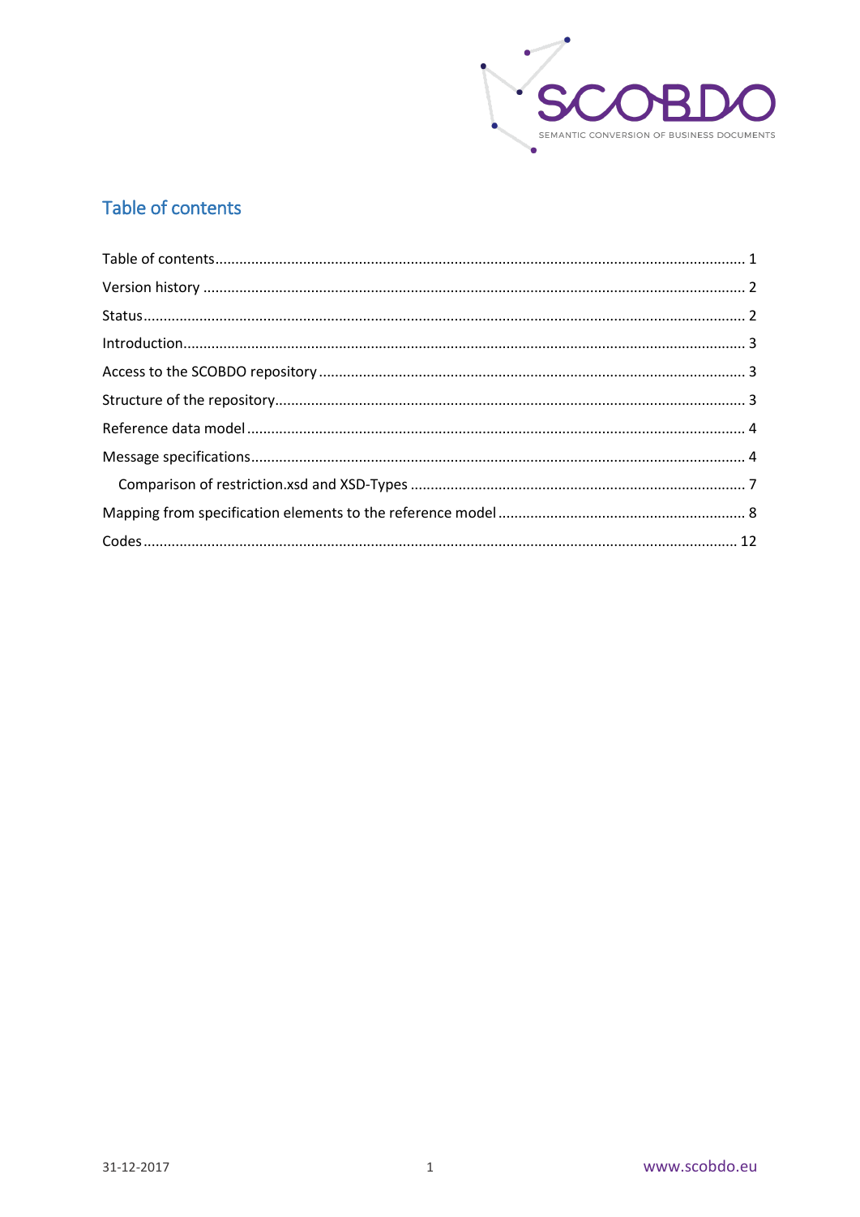## Table of contents

Table of contents ........................................................................................................................ 1
Version history ........................................................................................................................ 2
Status ........................................................................................................................................ 2
Introduction .............................................................................................................................. 3
Access to the SCOBDO repository .......................................................................................... 3
Structure of the repository ....................................................................................................... 3
Reference data model .............................................................................................................. 4
Message specifications ............................................................................................................ 4
    Comparison of restriction.xsd and XSD-Types ................................................................... 7
Mapping from specification elements to the reference model ............................................... 8
Codes ...................................................................................................................................... 12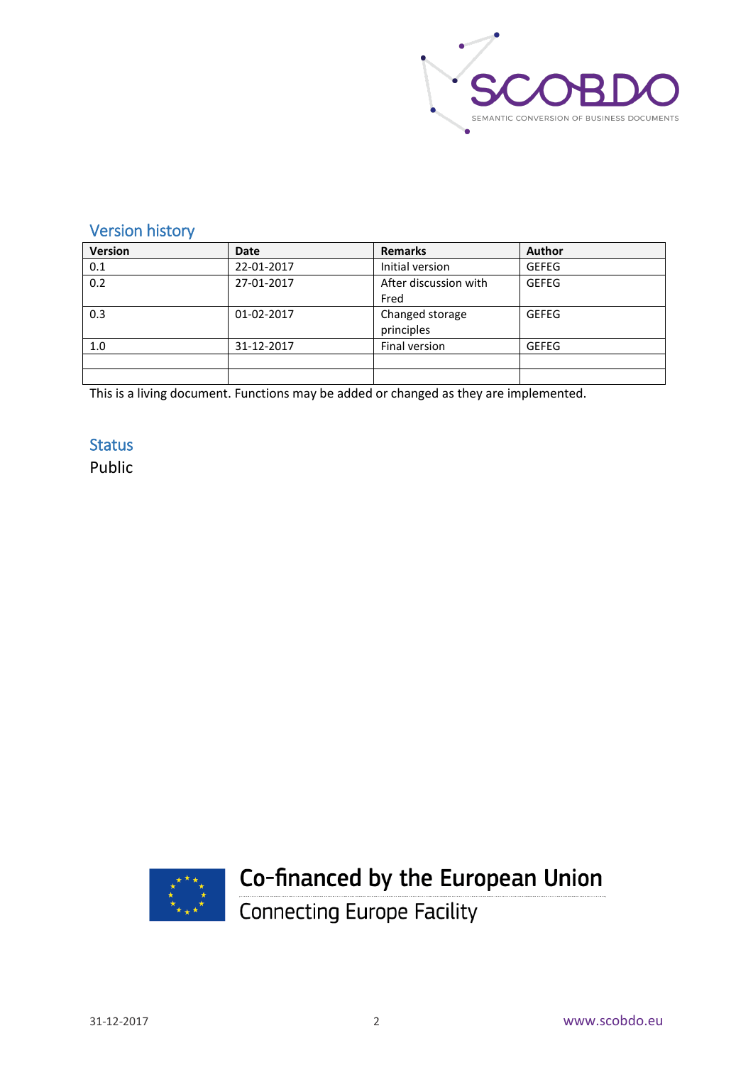## Version history

| Version | Date | Remarks | Author |
|---|---|---|---|
| 0.1 | 22-01-2017 | Initial version | GEFEG |
| 0.2 | 27-01-2017 | After discussion with Fred | GEFEG |
| 0.3 | 01-02-2017 | Changed storage principles | GEFEG |
| 1.0 | 31-12-2017 | Final version | GEFEG |
| | | | |
| | | | |

This is a living document. Functions may be added or changed as they are implemented.

## Status

Public

Co-financed by the European Union

Connecting Europe Facility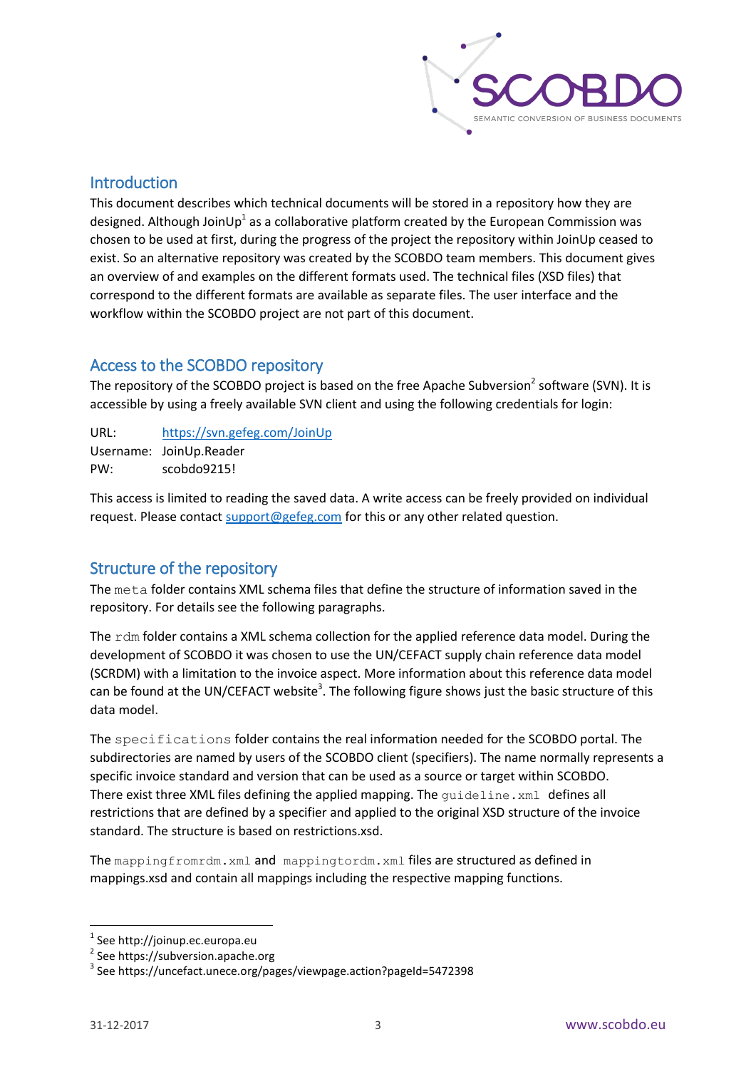## Introduction

This document describes which technical documents will be stored in a repository how they are designed. Although JoinUp[1] as a collaborative platform created by the European Commission was chosen to be used at first, during the progress of the project the repository within JoinUp ceased to exist. So an alternative repository was created by the SCOBDO team members. This document gives an overview of and examples on the different formats used. The technical files (XSD files) that correspond to the different formats are available as separate files. The user interface and the workflow within the SCOBDO project are not part of this document.

## Access to the SCOBDO repository

The repository of the SCOBDO project is based on the free Apache Subversion[2] software (SVN). It is accessible by using a freely available SVN client and using the following credentials for login:

URL: https://svn.gefeg.com/JoinUp
Username: JoinUp.Reader
PW: scobdo9215!

This access is limited to reading the saved data. A write access can be freely provided on individual request. Please contact support@gefeg.com for this or any other related question.

## Structure of the repository

The `meta` folder contains XML schema files that define the structure of information saved in the repository. For details see the following paragraphs.

The `rdm` folder contains a XML schema collection for the applied reference data model. During the development of SCOBDO it was chosen to use the UN/CEFACT supply chain reference data model (SCRDM) with a limitation to the invoice aspect. More information about this reference data model can be found at the UN/CEFACT website[3]. The following figure shows just the basic structure of this data model.

The `specifications` folder contains the real information needed for the SCOBDO portal. The subdirectories are named by users of the SCOBDO client (specifiers). The name normally represents a specific invoice standard and version that can be used as a source or target within SCOBDO. There exist three XML files defining the applied mapping. The `guideline.xml` defines all restrictions that are defined by a specifier and applied to the original XSD structure of the invoice standard. The structure is based on restrictions.xsd.

The `mappingfromrdm.xml` and `mappingtordm.xml` files are structured as defined in mappings.xsd and contain all mappings including the respective mapping functions.

---

[1] See http://joinup.ec.europa.eu
[2] See https://subversion.apache.org
[3] See https://uncefact.unece.org/pages/viewpage.action?pageId=5472398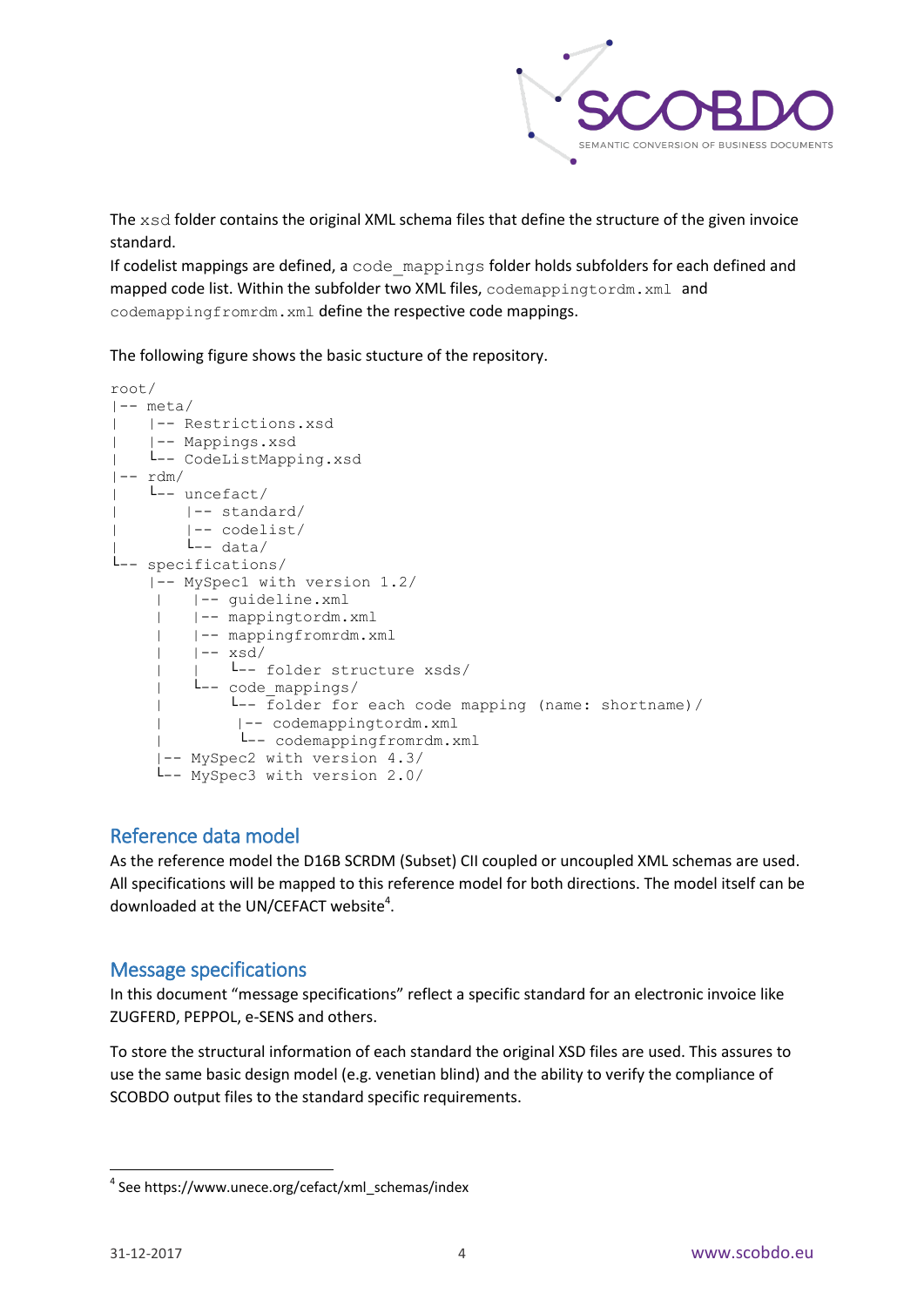The `xsd` folder contains the original XML schema files that define the structure of the given invoice standard.
If codelist mappings are defined, a `code_mappings` folder holds subfolders for each defined and mapped code list. Within the subfolder two XML files, `codemappingtordm.xml` and `codemappingfromrdm.xml` define the respective code mappings.

The following figure shows the basic stucture of the repository.

```
root/
|-- meta/
|    |-- Restrictions.xsd
|    |-- Mappings.xsd
|    └-- CodeListMapping.xsd
|-- rdm/
|    └-- uncefact/
|         |-- standard/
|         |-- codelist/
|         └-- data/
└-- specifications/
     |-- MySpec1 with version 1.2/
      |    |-- guideline.xml
      |    |-- mappingtordm.xml
      |    |-- mappingfromrdm.xml
      |    |-- xsd/
      |    |    └-- folder structure xsds/
      |    └-- code_mappings/
      |         └-- folder for each code mapping (name: shortname)/
      |          |-- codemappingtordm.xml
      |          └-- codemappingfromrdm.xml
      |-- MySpec2 with version 4.3/
      └-- MySpec3 with version 2.0/
```

## Reference data model

As the reference model the D16B SCRDM (Subset) CII coupled or uncoupled XML schemas are used. All specifications will be mapped to this reference model for both directions. The model itself can be downloaded at the UN/CEFACT website[4].

## Message specifications

In this document "message specifications" reflect a specific standard for an electronic invoice like ZUGFERD, PEPPOL, e-SENS and others.

To store the structural information of each standard the original XSD files are used. This assures to use the same basic design model (e.g. venetian blind) and the ability to verify the compliance of SCOBDO output files to the standard specific requirements.

---

[4] See https://www.unece.org/cefact/xml_schemas/index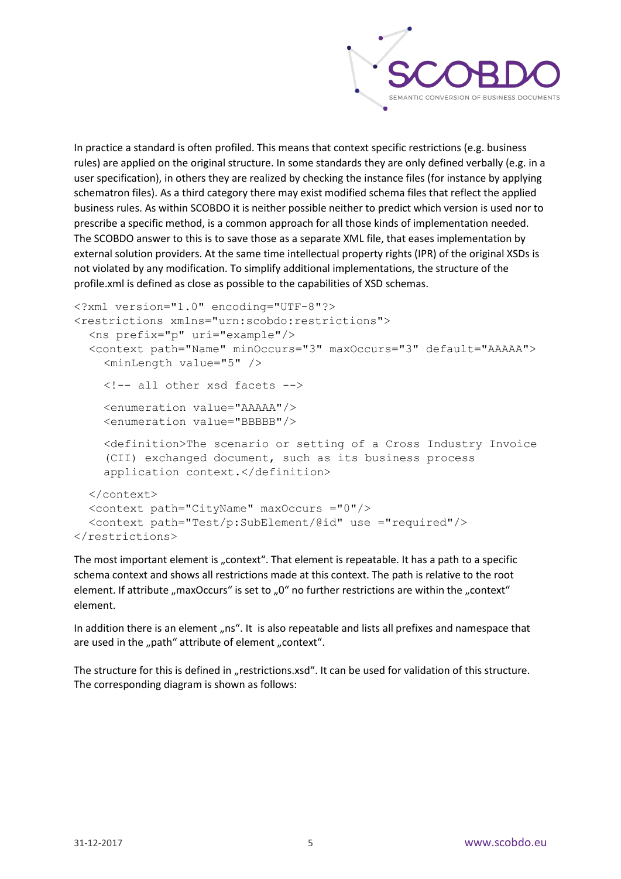In practice a standard is often profiled. This means that context specific restrictions (e.g. business rules) are applied on the original structure. In some standards they are only defined verbally (e.g. in a user specification), in others they are realized by checking the instance files (for instance by applying schematron files). As a third category there may exist modified schema files that reflect the applied business rules. As within SCOBDO it is neither possible neither to predict which version is used nor to prescribe a specific method, is a common approach for all those kinds of implementation needed. The SCOBDO answer to this is to save those as a separate XML file, that eases implementation by external solution providers. At the same time intellectual property rights (IPR) of the original XSDs is not violated by any modification. To simplify additional implementations, the structure of the profile.xml is defined as close as possible to the capabilities of XSD schemas.

```
<?xml version="1.0" encoding="UTF-8"?>
<restrictions xmlns="urn:scobdo:restrictions">
  <ns prefix="p" uri="example"/>
  <context path="Name" minOccurs="3" maxOccurs="3" default="AAAAA">
    <minLength value="5" />

    <!-- all other xsd facets -->

    <enumeration value="AAAAA"/>
    <enumeration value="BBBBB"/>

    <definition>The scenario or setting of a Cross Industry Invoice
    (CII) exchanged document, such as its business process
    application context.</definition>

  </context>
  <context path="CityName" maxOccurs ="0"/>
  <context path="Test/p:SubElement/@id" use ="required"/>
</restrictions>
```

The most important element is „context“. That element is repeatable. It has a path to a specific schema context and shows all restrictions made at this context. The path is relative to the root element. If attribute „maxOccurs“ is set to „0“ no further restrictions are within the „context“ element.

In addition there is an element „ns“. It is also repeatable and lists all prefixes and namespace that are used in the „path“ attribute of element „context“.

The structure for this is defined in „restrictions.xsd“. It can be used for validation of this structure. The corresponding diagram is shown as follows: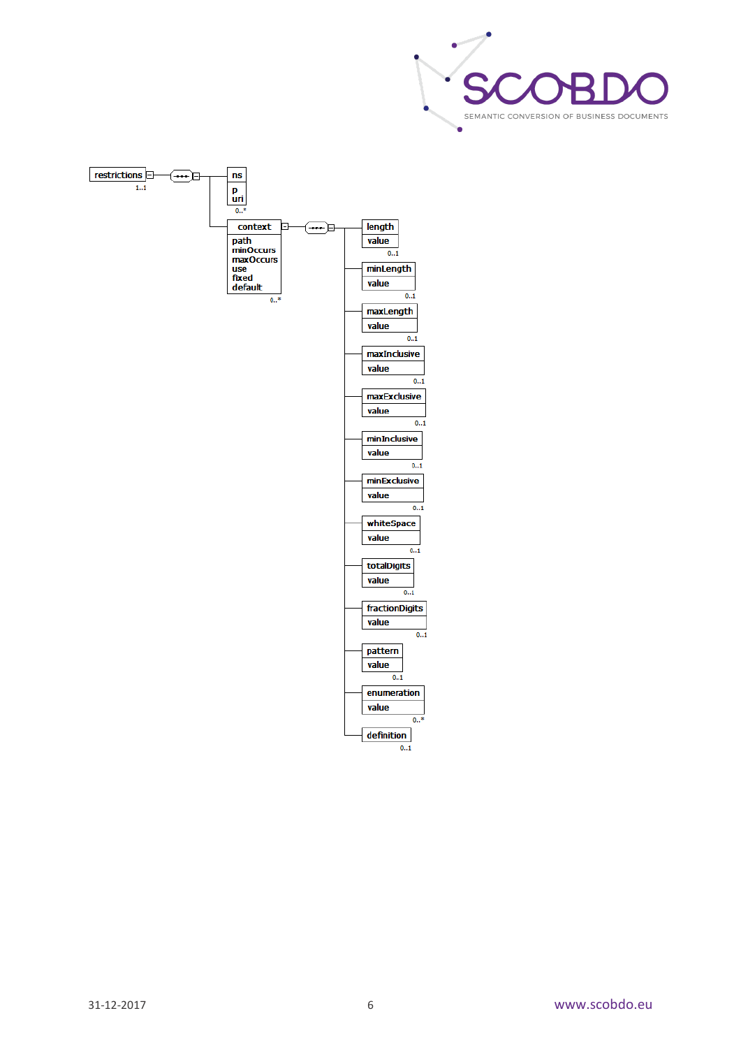restrictions 1..1

- ns 0..*
  - p
  - uri
- context 0..*
  - path
  - minOccurs
  - maxOccurs
  - use
  - fixed
  - default
  - length 0..1
    - value
  - minLength 0..1
    - value
  - maxLength 0..1
    - value
  - maxInclusive 0..1
    - value
  - maxExclusive 0..1
    - value
  - minInclusive 0..1
    - value
  - minExclusive 0..1
    - value
  - whiteSpace 0..1
    - value
  - totalDigits 0..1
    - value
  - fractionDigits 0..1
    - value
  - pattern 0..1
    - value
  - enumeration 0..*
    - value
  - definition 0..1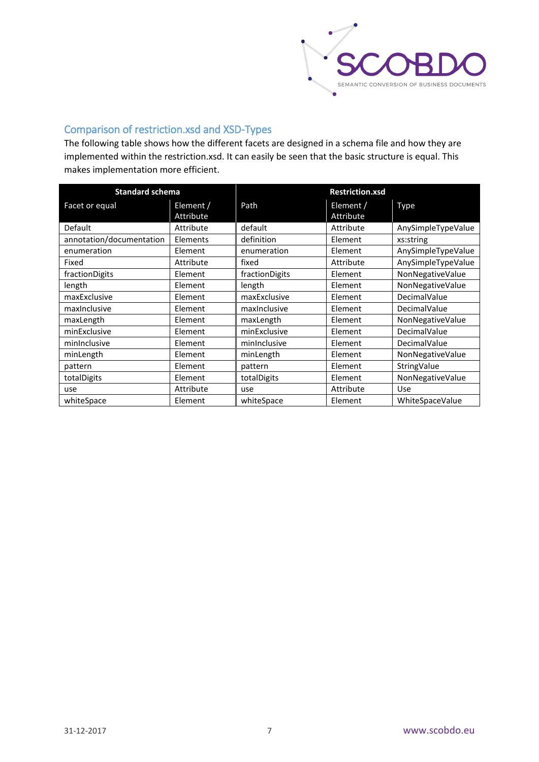## Comparison of restriction.xsd and XSD-Types

The following table shows how the different facets are designed in a schema file and how they are implemented within the restriction.xsd. It can easily be seen that the basic structure is equal. This makes implementation more efficient.

| Standard schema | | Restriction.xsd | | |
|---|---|---|---|---|
| Facet or equal | Element / Attribute | Path | Element / Attribute | Type |
| Default | Attribute | default | Attribute | AnySimpleTypeValue |
| annotation/documentation | Elements | definition | Element | xs:string |
| enumeration | Element | enumeration | Element | AnySimpleTypeValue |
| Fixed | Attribute | fixed | Attribute | AnySimpleTypeValue |
| fractionDigits | Element | fractionDigits | Element | NonNegativeValue |
| length | Element | length | Element | NonNegativeValue |
| maxExclusive | Element | maxExclusive | Element | DecimalValue |
| maxInclusive | Element | maxInclusive | Element | DecimalValue |
| maxLength | Element | maxLength | Element | NonNegativeValue |
| minExclusive | Element | minExclusive | Element | DecimalValue |
| minInclusive | Element | minInclusive | Element | DecimalValue |
| minLength | Element | minLength | Element | NonNegativeValue |
| pattern | Element | pattern | Element | StringValue |
| totalDigits | Element | totalDigits | Element | NonNegativeValue |
| use | Attribute | use | Attribute | Use |
| whiteSpace | Element | whiteSpace | Element | WhiteSpaceValue |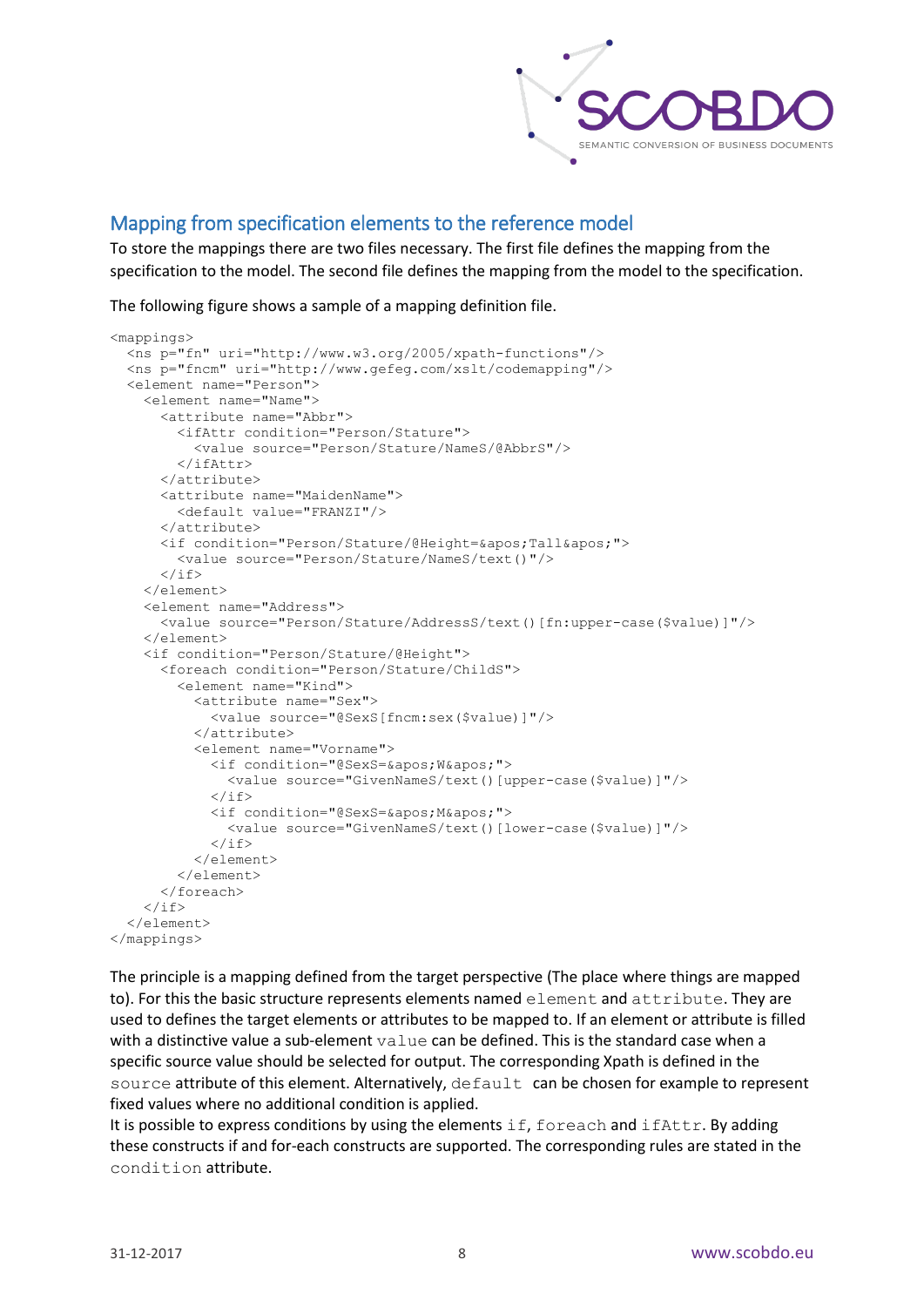## Mapping from specification elements to the reference model

To store the mappings there are two files necessary. The first file defines the mapping from the specification to the model. The second file defines the mapping from the model to the specification.

The following figure shows a sample of a mapping definition file.

```
<mappings>
  <ns p="fn" uri="http://www.w3.org/2005/xpath-functions"/>
  <ns p="fncm" uri="http://www.gefeg.com/xslt/codemapping"/>
  <element name="Person">
    <element name="Name">
      <attribute name="Abbr">
        <ifAttr condition="Person/Stature">
          <value source="Person/Stature/NameS/@AbbrS"/>
        </ifAttr>
      </attribute>
      <attribute name="MaidenName">
        <default value="FRANZI"/>
      </attribute>
      <if condition="Person/Stature/@Height=&apos;Tall&apos;">
        <value source="Person/Stature/NameS/text()"/>
      </if>
    </element>
    <element name="Address">
      <value source="Person/Stature/AddressS/text()[fn:upper-case($value)]"/>
    </element>
    <if condition="Person/Stature/@Height">
      <foreach condition="Person/Stature/ChildS">
        <element name="Kind">
          <attribute name="Sex">
            <value source="@SexS[fncm:sex($value)]"/>
          </attribute>
          <element name="Vorname">
            <if condition="@SexS=&apos;W&apos;">
              <value source="GivenNameS/text()[upper-case($value)]"/>
            </if>
            <if condition="@SexS=&apos;M&apos;">
              <value source="GivenNameS/text()[lower-case($value)]"/>
            </if>
          </element>
        </element>
      </foreach>
    </if>
  </element>
</mappings>
```

The principle is a mapping defined from the target perspective (The place where things are mapped to). For this the basic structure represents elements named `element` and `attribute`. They are used to defines the target elements or attributes to be mapped to. If an element or attribute is filled with a distinctive value a sub-element `value` can be defined. This is the standard case when a specific source value should be selected for output. The corresponding Xpath is defined in the `source` attribute of this element. Alternatively, `default` can be chosen for example to represent fixed values where no additional condition is applied.

It is possible to express conditions by using the elements `if`, `foreach` and `ifAttr`. By adding these constructs if and for-each constructs are supported. The corresponding rules are stated in the `condition` attribute.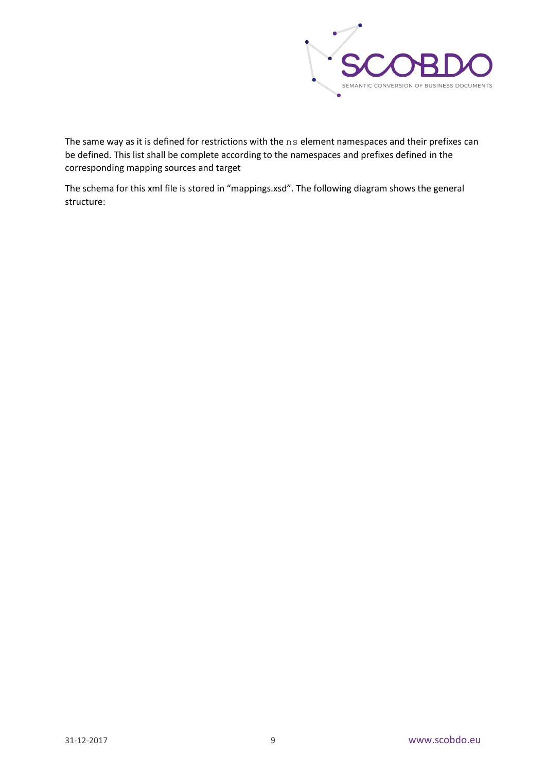The same way as it is defined for restrictions with the `ns` element namespaces and their prefixes can be defined. This list shall be complete according to the namespaces and prefixes defined in the corresponding mapping sources and target

The schema for this xml file is stored in “mappings.xsd”. The following diagram shows the general structure: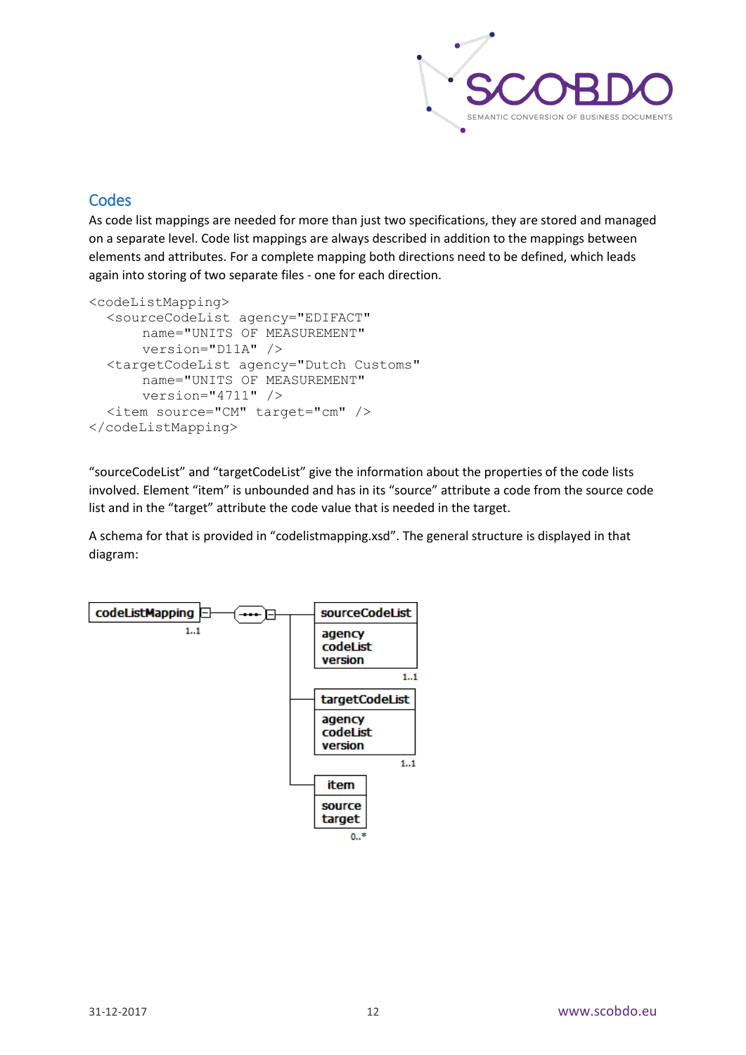## Codes

As code list mappings are needed for more than just two specifications, they are stored and managed on a separate level. Code list mappings are always described in addition to the mappings between elements and attributes. For a complete mapping both directions need to be defined, which leads again into storing of two separate files - one for each direction.

```
<codeListMapping>
  <sourceCodeList agency="EDIFACT"
      name="UNITS OF MEASUREMENT"
      version="D11A" />
  <targetCodeList agency="Dutch Customs"
      name="UNITS OF MEASUREMENT"
      version="4711" />
  <item source="CM" target="cm" />
</codeListMapping>
```

“sourceCodeList” and “targetCodeList” give the information about the properties of the code lists involved. Element “item” is unbounded and has in its “source” attribute a code from the source code list and in the “target” attribute the code value that is needed in the target.

A schema for that is provided in “codelistmapping.xsd”. The general structure is displayed in that diagram:

codeListMapping
1..1
sourceCodeList
agency
codeList
version
1..1
targetCodeList
agency
codeList
version
1..1
item
source
target
0..*